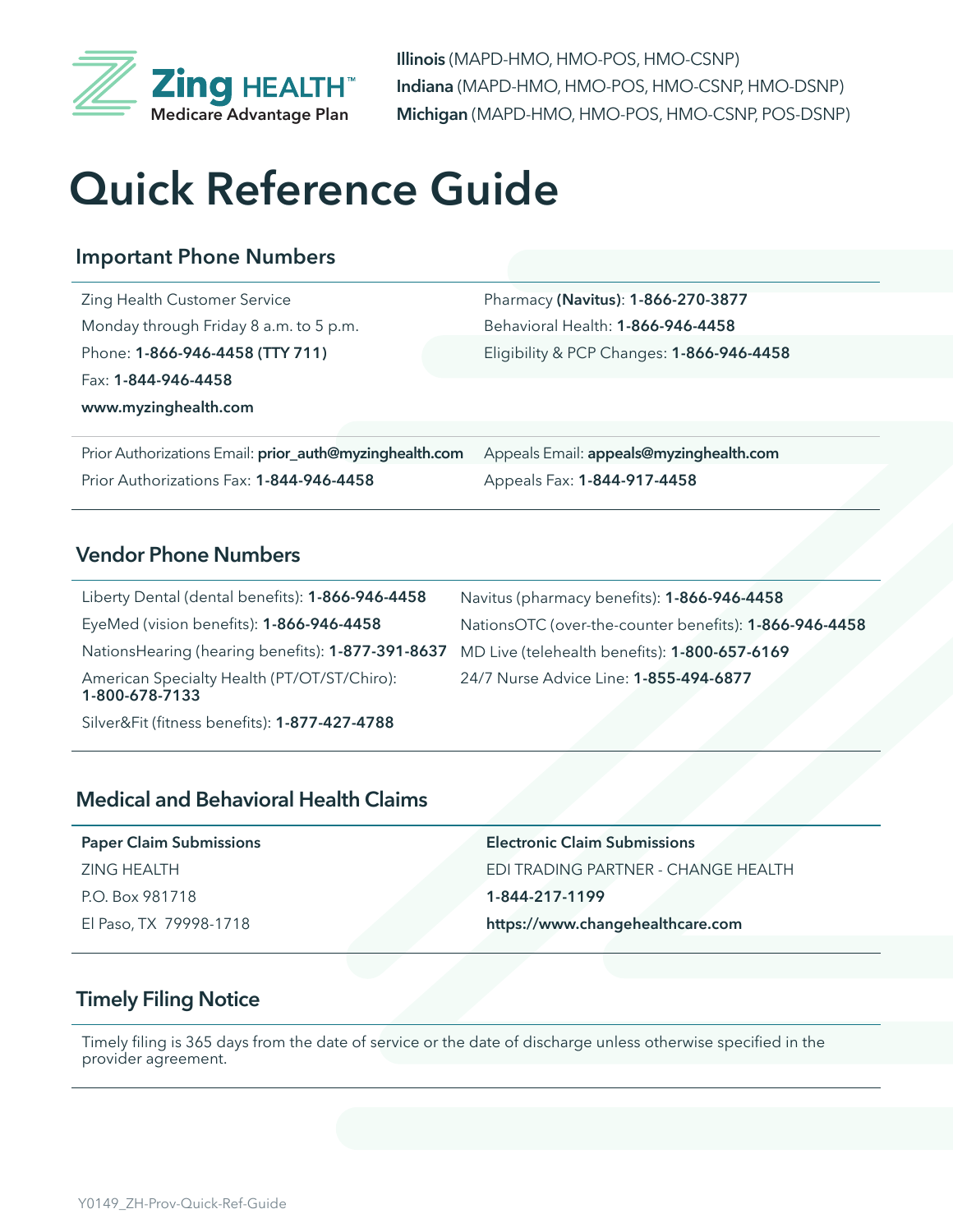Zing HEALTH™
Medicare Advantage Plan

**Illinois** (MAPD-HMO, HMO-POS, HMO-CSNP)
**Indiana** (MAPD-HMO, HMO-POS, HMO-CSNP, HMO-DSNP)
**Michigan** (MAPD-HMO, HMO-POS, HMO-CSNP, POS-DSNP)

# Quick Reference Guide

## Important Phone Numbers

Zing Health Customer Service
Monday through Friday 8 a.m. to 5 p.m.
Phone: **1-866-946-4458 (TTY 711)**
Fax: **1-844-946-4458**
**www.myzinghealth.com**

Pharmacy **(Navitus)**: **1-866-270-3877**
Behavioral Health: **1-866-946-4458**
Eligibility & PCP Changes: **1-866-946-4458**

Prior Authorizations Email: **prior_auth@myzinghealth.com**
Prior Authorizations Fax: **1-844-946-4458**

Appeals Email: **appeals@myzinghealth.com**
Appeals Fax: **1-844-917-4458**

## Vendor Phone Numbers

Liberty Dental (dental benefits): **1-866-946-4458**
EyeMed (vision benefits): **1-866-946-4458**
NationsHearing (hearing benefits): **1-877-391-8637**
American Specialty Health (PT/OT/ST/Chiro): **1-800-678-7133**
Silver&Fit (fitness benefits): **1-877-427-4788**

Navitus (pharmacy benefits): **1-866-946-4458**
NationsOTC (over-the-counter benefits): **1-866-946-4458**
MD Live (telehealth benefits): **1-800-657-6169**
24/7 Nurse Advice Line: **1-855-494-6877**

## Medical and Behavioral Health Claims

**Paper Claim Submissions**
ZING HEALTH
P.O. Box 981718
El Paso, TX 79998-1718

**Electronic Claim Submissions**
EDI TRADING PARTNER - CHANGE HEALTH
**1-844-217-1199**
**https://www.changehealthcare.com**

## Timely Filing Notice

Timely filing is 365 days from the date of service or the date of discharge unless otherwise specified in the provider agreement.

Y0149_ZH-Prov-Quick-Ref-Guide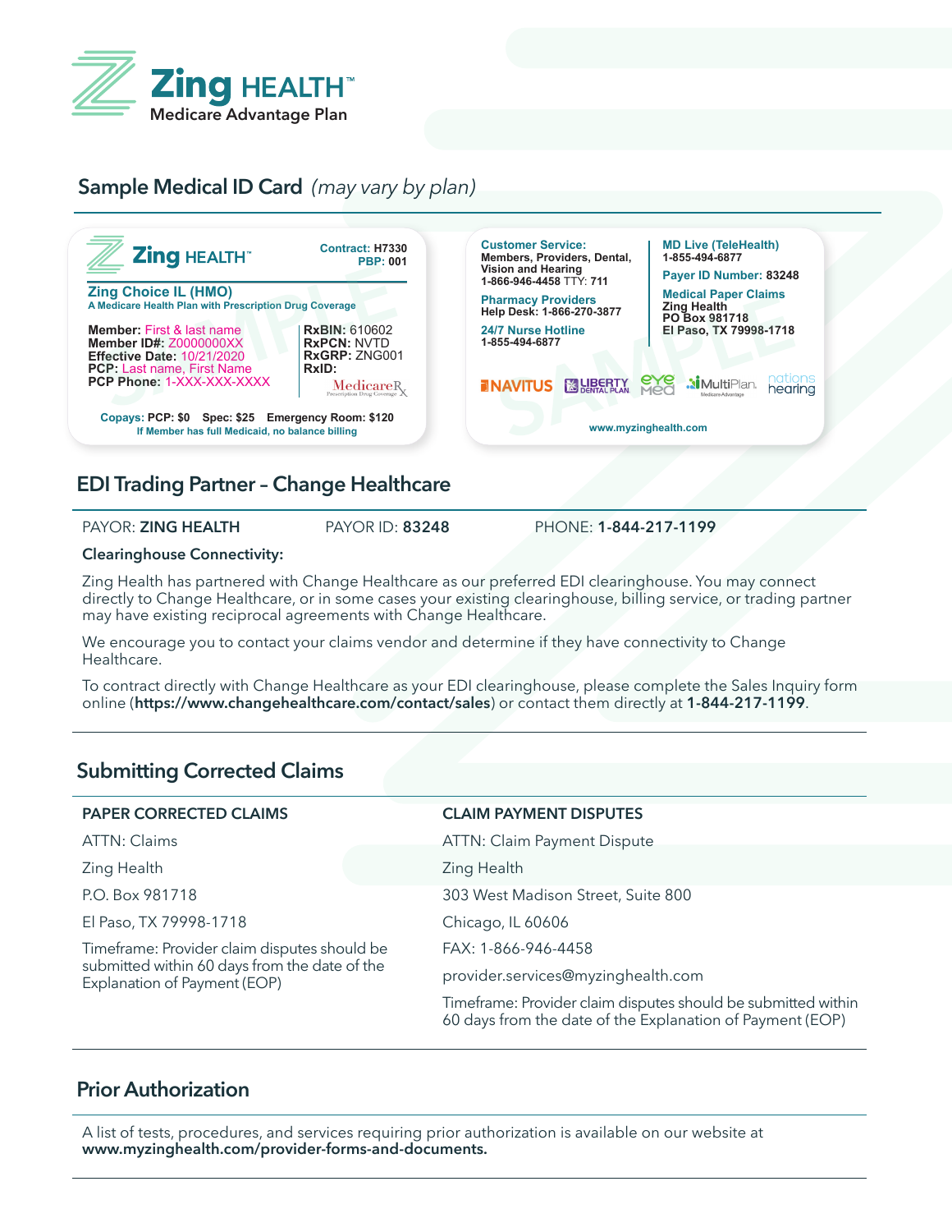**Zing HEALTH™**
Medicare Advantage Plan

## Sample Medical ID Card *(may vary by plan)*

**Zing HEALTH™**

**Contract:** H7330
**PBP:** 001

**Zing Choice IL (HMO)**
A Medicare Health Plan with Prescription Drug Coverage

**Member:** First & last name
**Member ID#:** Z0000000XX
**Effective Date:** 10/21/2020
**PCP:** Last name, First Name
**PCP Phone:** 1-XXX-XXX-XXXX

**RxBIN:** 610602
**RxPCN:** NVTD
**RxGRP:** ZNG001
**RxID:**

MedicareRx
Prescription Drug Coverage

**Copays:** PCP: $0 Spec: $25 Emergency Room: $120
If Member has full Medicaid, no balance billing

**Customer Service:**
Members, Providers, Dental, Vision and Hearing
1-866-946-4458 TTY: 711

**Pharmacy Providers**
Help Desk: 1-866-270-3877

**24/7 Nurse Hotline**
1-855-494-6877

**MD Live (TeleHealth)**
1-855-494-6877

**Payer ID Number:** 83248

**Medical Paper Claims**
Zing Health
PO Box 981718
El Paso, TX 79998-1718

NAVITUS | LIBERTY DENTAL PLAN | eye Med | MultiPlan Medicare Advantage | nations hearing

www.myzinghealth.com

## EDI Trading Partner – Change Healthcare

PAYOR: **ZING HEALTH** PAYOR ID: **83248** PHONE: **1-844-217-1199**

**Clearinghouse Connectivity:**

Zing Health has partnered with Change Healthcare as our preferred EDI clearinghouse. You may connect directly to Change Healthcare, or in some cases your existing clearinghouse, billing service, or trading partner may have existing reciprocal agreements with Change Healthcare.

We encourage you to contact your claims vendor and determine if they have connectivity to Change Healthcare.

To contract directly with Change Healthcare as your EDI clearinghouse, please complete the Sales Inquiry form online (**https://www.changehealthcare.com/contact/sales**) or contact them directly at **1-844-217-1199**.

## Submitting Corrected Claims

### PAPER CORRECTED CLAIMS

ATTN: Claims

Zing Health

P.O. Box 981718

El Paso, TX 79998-1718

Timeframe: Provider claim disputes should be submitted within 60 days from the date of the Explanation of Payment (EOP)

### CLAIM PAYMENT DISPUTES

ATTN: Claim Payment Dispute

Zing Health

303 West Madison Street, Suite 800

Chicago, IL 60606

FAX: 1-866-946-4458

provider.services@myzinghealth.com

Timeframe: Provider claim disputes should be submitted within 60 days from the date of the Explanation of Payment (EOP)

## Prior Authorization

A list of tests, procedures, and services requiring prior authorization is available on our website at **www.myzinghealth.com/provider-forms-and-documents.**